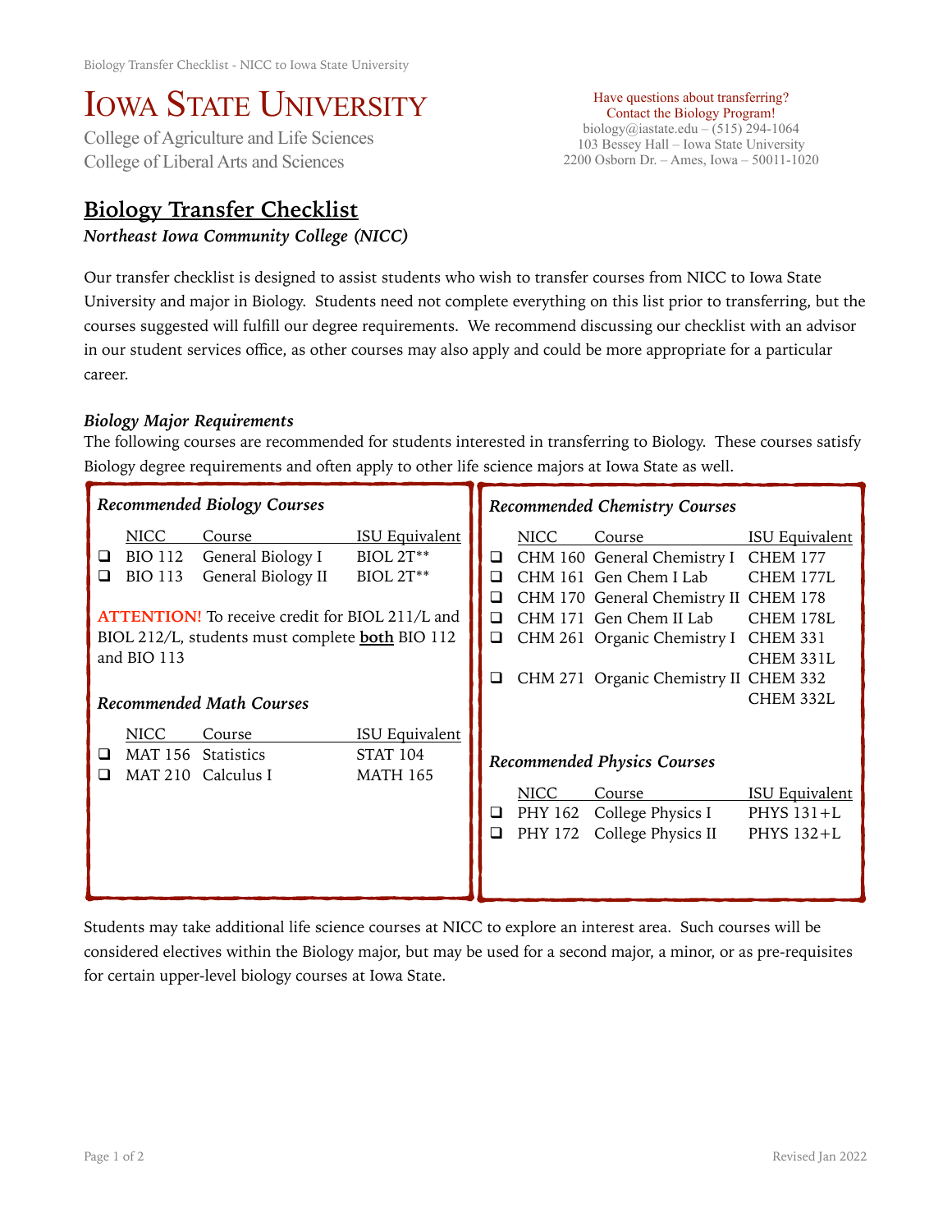# Iowa State University

College of Agriculture and Life Sciences
College of Liberal Arts and Sciences

Have questions about transferring?
Contact the Biology Program!
biology@iastate.edu – (515) 294-1064
103 Bessey Hall – Iowa State University
2200 Osborn Dr. – Ames, Iowa – 50011-1020

## Biology Transfer Checklist

***Northeast Iowa Community College (NICC)***

Our transfer checklist is designed to assist students who wish to transfer courses from NICC to Iowa State University and major in Biology. Students need not complete everything on this list prior to transferring, but the courses suggested will fulfill our degree requirements. We recommend discussing our checklist with an advisor in our student services office, as other courses may also apply and could be more appropriate for a particular career.

### *Biology Major Requirements*

The following courses are recommended for students interested in transferring to Biology. These courses satisfy Biology degree requirements and often apply to other life science majors at Iowa State as well.

#### *Recommended Biology Courses*

| | NICC | Course | ISU Equivalent |
|---|---|---|---|
| ❑ | BIO 112 | General Biology I | BIOL 2T** |
| ❑ | BIO 113 | General Biology II | BIOL 2T** |

**ATTENTION!** To receive credit for BIOL 211/L and BIOL 212/L, students must complete **both** BIO 112 and BIO 113

#### *Recommended Math Courses*

| | NICC | Course | ISU Equivalent |
|---|---|---|---|
| ❑ | MAT 156 | Statistics | STAT 104 |
| ❑ | MAT 210 | Calculus I | MATH 165 |

#### *Recommended Chemistry Courses*

| | NICC | Course | ISU Equivalent |
|---|---|---|---|
| ❑ | CHM 160 | General Chemistry I | CHEM 177 |
| ❑ | CHM 161 | Gen Chem I Lab | CHEM 177L |
| ❑ | CHM 170 | General Chemistry II | CHEM 178 |
| ❑ | CHM 171 | Gen Chem II Lab | CHEM 178L |
| ❑ | CHM 261 | Organic Chemistry I | CHEM 331<br>CHEM 331L |
| ❑ | CHM 271 | Organic Chemistry II | CHEM 332<br>CHEM 332L |

#### *Recommended Physics Courses*

| | NICC | Course | ISU Equivalent |
|---|---|---|---|
| ❑ | PHY 162 | College Physics I | PHYS 131+L |
| ❑ | PHY 172 | College Physics II | PHYS 132+L |

Students may take additional life science courses at NICC to explore an interest area. Such courses will be considered electives within the Biology major, but may be used for a second major, a minor, or as pre-requisites for certain upper-level biology courses at Iowa State.

Revised Jan 2022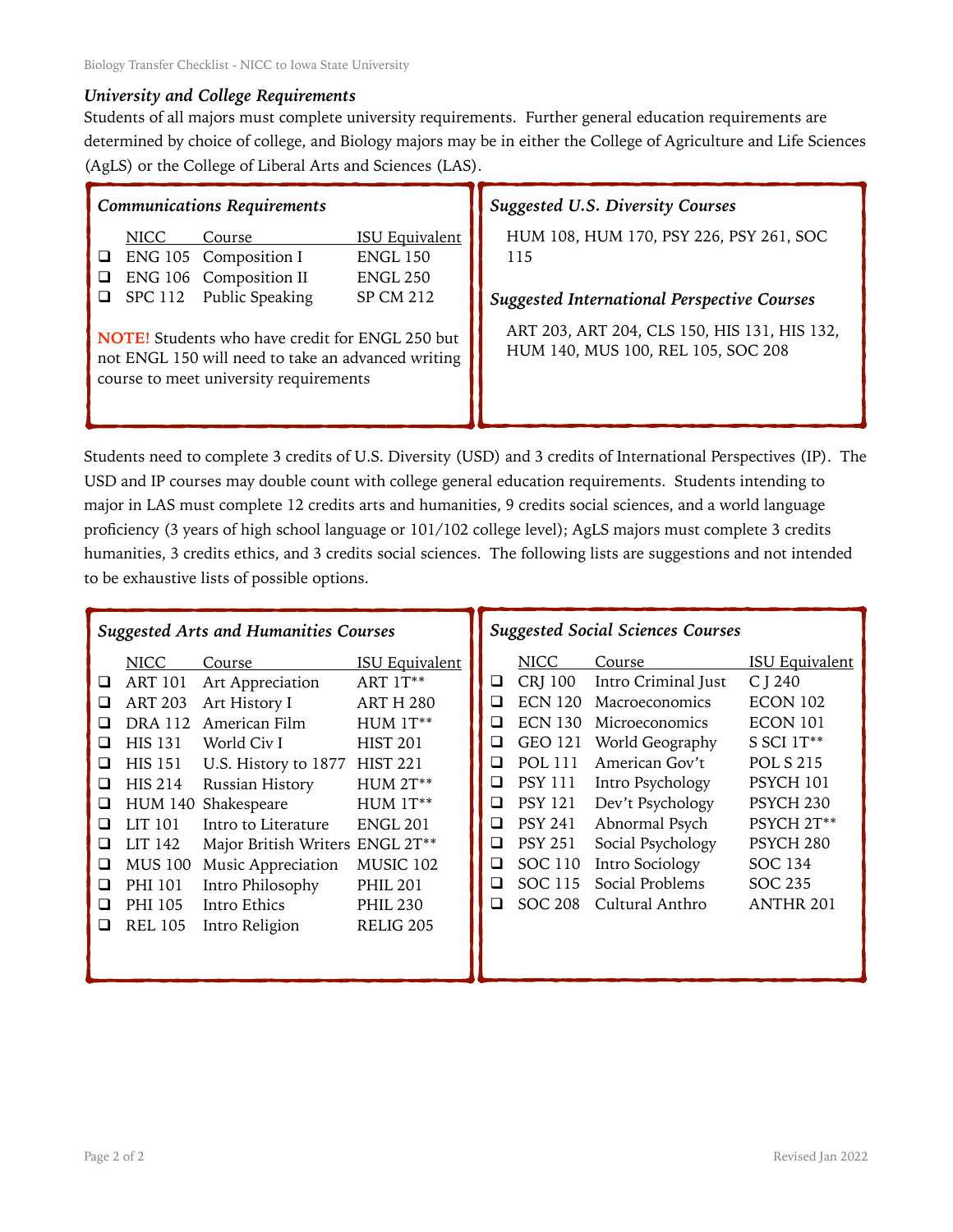### *University and College Requirements*

Students of all majors must complete university requirements. Further general education requirements are determined by choice of college, and Biology majors may be in either the College of Agriculture and Life Sciences (AgLS) or the College of Liberal Arts and Sciences (LAS).

#### *Communications Requirements*

| | NICC | Course | ISU Equivalent |
|---|---|---|---|
| ❑ | ENG 105 | Composition I | ENGL 150 |
| ❑ | ENG 106 | Composition II | ENGL 250 |
| ❑ | SPC 112 | Public Speaking | SP CM 212 |

**NOTE!** Students who have credit for ENGL 250 but not ENGL 150 will need to take an advanced writing course to meet university requirements

#### *Suggested U.S. Diversity Courses*

HUM 108, HUM 170, PSY 226, PSY 261, SOC 115

#### *Suggested International Perspective Courses*

ART 203, ART 204, CLS 150, HIS 131, HIS 132, HUM 140, MUS 100, REL 105, SOC 208

Students need to complete 3 credits of U.S. Diversity (USD) and 3 credits of International Perspectives (IP). The USD and IP courses may double count with college general education requirements. Students intending to major in LAS must complete 12 credits arts and humanities, 9 credits social sciences, and a world language proficiency (3 years of high school language or 101/102 college level); AgLS majors must complete 3 credits humanities, 3 credits ethics, and 3 credits social sciences. The following lists are suggestions and not intended to be exhaustive lists of possible options.

#### *Suggested Arts and Humanities Courses*

| | NICC | Course | ISU Equivalent |
|---|---|---|---|
| ❑ | ART 101 | Art Appreciation | ART 1T** |
| ❑ | ART 203 | Art History I | ART H 280 |
| ❑ | DRA 112 | American Film | HUM 1T** |
| ❑ | HIS 131 | World Civ I | HIST 201 |
| ❑ | HIS 151 | U.S. History to 1877 | HIST 221 |
| ❑ | HIS 214 | Russian History | HUM 2T** |
| ❑ | HUM 140 | Shakespeare | HUM 1T** |
| ❑ | LIT 101 | Intro to Literature | ENGL 201 |
| ❑ | LIT 142 | Major British Writers | ENGL 2T** |
| ❑ | MUS 100 | Music Appreciation | MUSIC 102 |
| ❑ | PHI 101 | Intro Philosophy | PHIL 201 |
| ❑ | PHI 105 | Intro Ethics | PHIL 230 |
| ❑ | REL 105 | Intro Religion | RELIG 205 |

#### *Suggested Social Sciences Courses*

| | NICC | Course | ISU Equivalent |
|---|---|---|---|
| ❑ | CRJ 100 | Intro Criminal Just | C J 240 |
| ❑ | ECN 120 | Macroeconomics | ECON 102 |
| ❑ | ECN 130 | Microeconomics | ECON 101 |
| ❑ | GEO 121 | World Geography | S SCI 1T** |
| ❑ | POL 111 | American Gov't | POL S 215 |
| ❑ | PSY 111 | Intro Psychology | PSYCH 101 |
| ❑ | PSY 121 | Dev't Psychology | PSYCH 230 |
| ❑ | PSY 241 | Abnormal Psych | PSYCH 2T** |
| ❑ | PSY 251 | Social Psychology | PSYCH 280 |
| ❑ | SOC 110 | Intro Sociology | SOC 134 |
| ❑ | SOC 115 | Social Problems | SOC 235 |
| ❑ | SOC 208 | Cultural Anthro | ANTHR 201 |